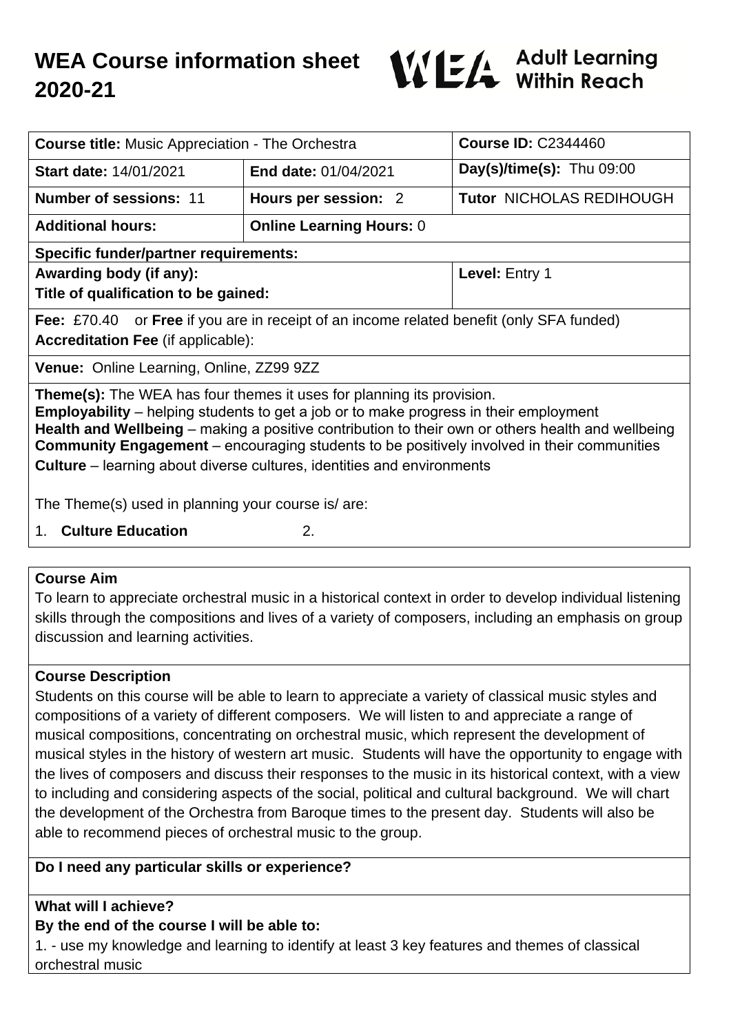# WEA Course information sheet 2020-21

WEA Adult Learning Within Reach

| **Course title:** Music Appreciation - The Orchestra | | **Course ID:** C2344460 |
|---|---|---|
| **Start date:** 14/01/2021 | **End date:** 01/04/2021 | **Day(s)/time(s):** Thu 09:00 |
| **Number of sessions:** 11 | **Hours per session:** 2 | **Tutor** NICHOLAS REDIHOUGH |
| **Additional hours:** | **Online Learning Hours:** 0 | |
| **Specific funder/partner requirements:** | | |
| **Awarding body (if any):**<br>**Title of qualification to be gained:** | | **Level:** Entry 1 |
| **Fee:** £70.40 or **Free** if you are in receipt of an income related benefit (only SFA funded)<br>**Accreditation Fee** (if applicable): | | |
| **Venue:** Online Learning, Online, ZZ99 9ZZ | | |

**Theme(s):** The WEA has four themes it uses for planning its provision.
**Employability** – helping students to get a job or to make progress in their employment
**Health and Wellbeing** – making a positive contribution to their own or others health and wellbeing
**Community Engagement** – encouraging students to be positively involved in their communities
**Culture** – learning about diverse cultures, identities and environments

The Theme(s) used in planning your course is/ are:

1. **Culture Education**
2.

## Course Aim

To learn to appreciate orchestral music in a historical context in order to develop individual listening skills through the compositions and lives of a variety of composers, including an emphasis on group discussion and learning activities.

## Course Description

Students on this course will be able to learn to appreciate a variety of classical music styles and compositions of a variety of different composers. We will listen to and appreciate a range of musical compositions, concentrating on orchestral music, which represent the development of musical styles in the history of western art music. Students will have the opportunity to engage with the lives of composers and discuss their responses to the music in its historical context, with a view to including and considering aspects of the social, political and cultural background. We will chart the development of the Orchestra from Baroque times to the present day. Students will also be able to recommend pieces of orchestral music to the group.

## Do I need any particular skills or experience?

## What will I achieve?

**By the end of the course I will be able to:**

1. - use my knowledge and learning to identify at least 3 key features and themes of classical orchestral music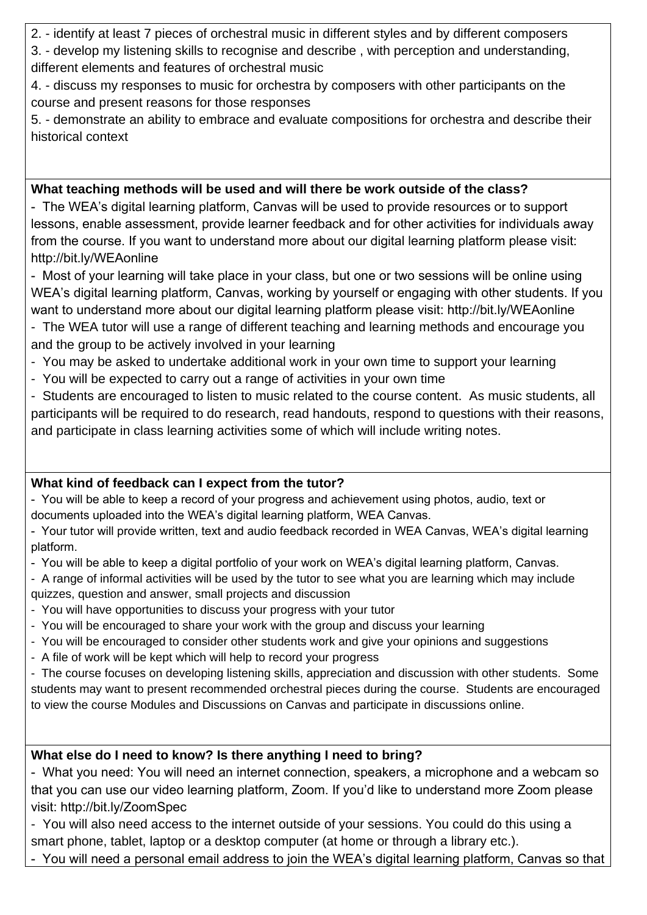2. - identify at least 7 pieces of orchestral music in different styles and by different composers
3. - develop my listening skills to recognise and describe , with perception and understanding, different elements and features of orchestral music
4. - discuss my responses to music for orchestra by composers with other participants on the course and present reasons for those responses
5. - demonstrate an ability to embrace and evaluate compositions for orchestra and describe their historical context

**What teaching methods will be used and will there be work outside of the class?**

- The WEA's digital learning platform, Canvas will be used to provide resources or to support lessons, enable assessment, provide learner feedback and for other activities for individuals away from the course. If you want to understand more about our digital learning platform please visit: http://bit.ly/WEAonline
- Most of your learning will take place in your class, but one or two sessions will be online using WEA's digital learning platform, Canvas, working by yourself or engaging with other students. If you want to understand more about our digital learning platform please visit: http://bit.ly/WEAonline
- The WEA tutor will use a range of different teaching and learning methods and encourage you and the group to be actively involved in your learning
- You may be asked to undertake additional work in your own time to support your learning
- You will be expected to carry out a range of activities in your own time
- Students are encouraged to listen to music related to the course content. As music students, all participants will be required to do research, read handouts, respond to questions with their reasons, and participate in class learning activities some of which will include writing notes.

**What kind of feedback can I expect from the tutor?**

- You will be able to keep a record of your progress and achievement using photos, audio, text or documents uploaded into the WEA's digital learning platform, WEA Canvas.
- Your tutor will provide written, text and audio feedback recorded in WEA Canvas, WEA's digital learning platform.
- You will be able to keep a digital portfolio of your work on WEA's digital learning platform, Canvas.
- A range of informal activities will be used by the tutor to see what you are learning which may include quizzes, question and answer, small projects and discussion
- You will have opportunities to discuss your progress with your tutor
- You will be encouraged to share your work with the group and discuss your learning
- You will be encouraged to consider other students work and give your opinions and suggestions
- A file of work will be kept which will help to record your progress
- The course focuses on developing listening skills, appreciation and discussion with other students. Some students may want to present recommended orchestral pieces during the course. Students are encouraged to view the course Modules and Discussions on Canvas and participate in discussions online.

**What else do I need to know? Is there anything I need to bring?**

- What you need: You will need an internet connection, speakers, a microphone and a webcam so that you can use our video learning platform, Zoom. If you'd like to understand more Zoom please visit: http://bit.ly/ZoomSpec
- You will also need access to the internet outside of your sessions. You could do this using a smart phone, tablet, laptop or a desktop computer (at home or through a library etc.).
- You will need a personal email address to join the WEA's digital learning platform, Canvas so that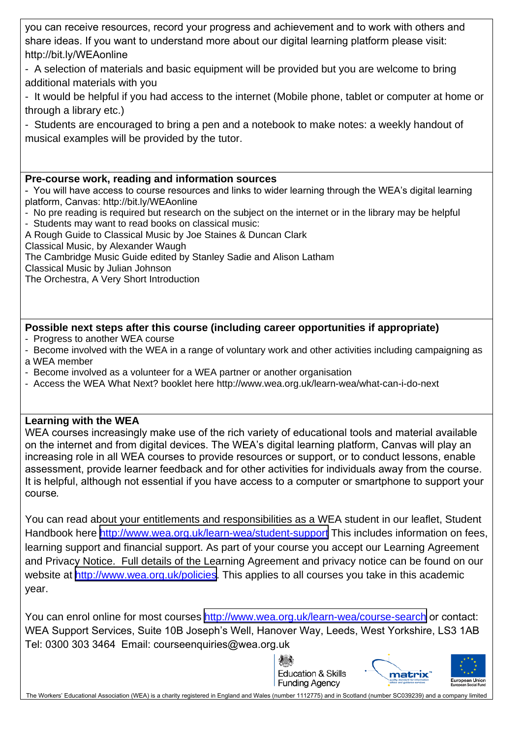you can receive resources, record your progress and achievement and to work with others and share ideas. If you want to understand more about our digital learning platform please visit: http://bit.ly/WEAonline

- A selection of materials and basic equipment will be provided but you are welcome to bring additional materials with you
- It would be helpful if you had access to the internet (Mobile phone, tablet or computer at home or through a library etc.)
- Students are encouraged to bring a pen and a notebook to make notes: a weekly handout of musical examples will be provided by the tutor.

**Pre-course work, reading and information sources**

- You will have access to course resources and links to wider learning through the WEA's digital learning platform, Canvas: http://bit.ly/WEAonline
- No pre reading is required but research on the subject on the internet or in the library may be helpful
- Students may want to read books on classical music:

A Rough Guide to Classical Music by Joe Staines & Duncan Clark
Classical Music, by Alexander Waugh
The Cambridge Music Guide edited by Stanley Sadie and Alison Latham
Classical Music by Julian Johnson
The Orchestra, A Very Short Introduction

**Possible next steps after this course (including career opportunities if appropriate)**

- Progress to another WEA course
- Become involved with the WEA in a range of voluntary work and other activities including campaigning as a WEA member
- Become involved as a volunteer for a WEA partner or another organisation
- Access the WEA What Next? booklet here http://www.wea.org.uk/learn-wea/what-can-i-do-next

**Learning with the WEA**

WEA courses increasingly make use of the rich variety of educational tools and material available on the internet and from digital devices. The WEA's digital learning platform, Canvas will play an increasing role in all WEA courses to provide resources or support, or to conduct lessons, enable assessment, provide learner feedback and for other activities for individuals away from the course. It is helpful, although not essential if you have access to a computer or smartphone to support your course.

You can read about your entitlements and responsibilities as a WEA student in our leaflet, Student Handbook here http://www.wea.org.uk/learn-wea/student-support This includes information on fees, learning support and financial support. As part of your course you accept our Learning Agreement and Privacy Notice. Full details of the Learning Agreement and privacy notice can be found on our website at http://www.wea.org.uk/policies. This applies to all courses you take in this academic year.

You can enrol online for most courses http://www.wea.org.uk/learn-wea/course-search or contact: WEA Support Services, Suite 10B Joseph's Well, Hanover Way, Leeds, West Yorkshire, LS3 1AB
Tel: 0300 303 3464 Email: courseenquiries@wea.org.uk

Education & Skills Funding Agency

The Workers' Educational Association (WEA) is a charity registered in England and Wales (number 1112775) and in Scotland (number SC039239) and a company limited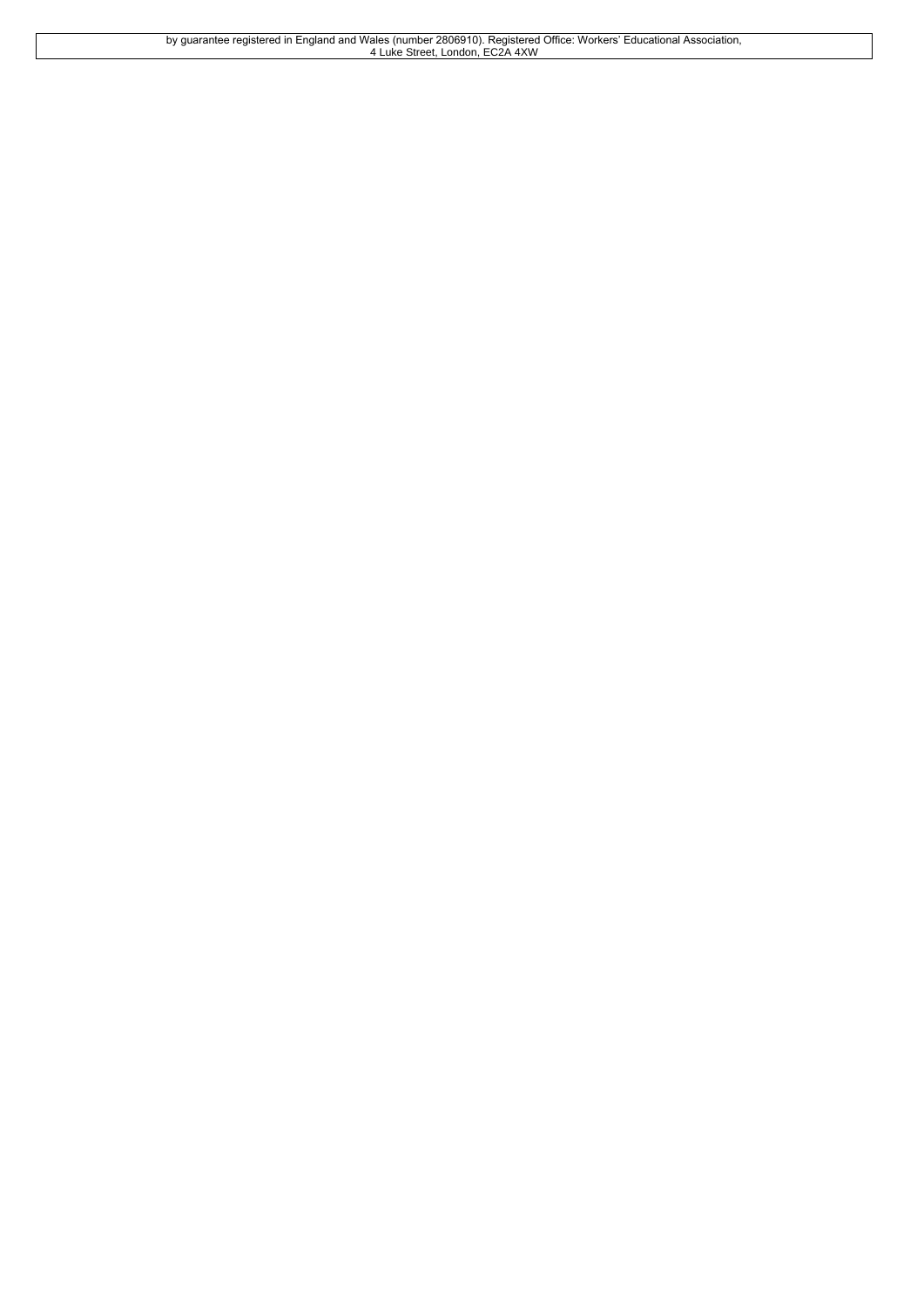by guarantee registered in England and Wales (number 2806910). Registered Office: Workers' Educational Association, 4 Luke Street, London, EC2A 4XW